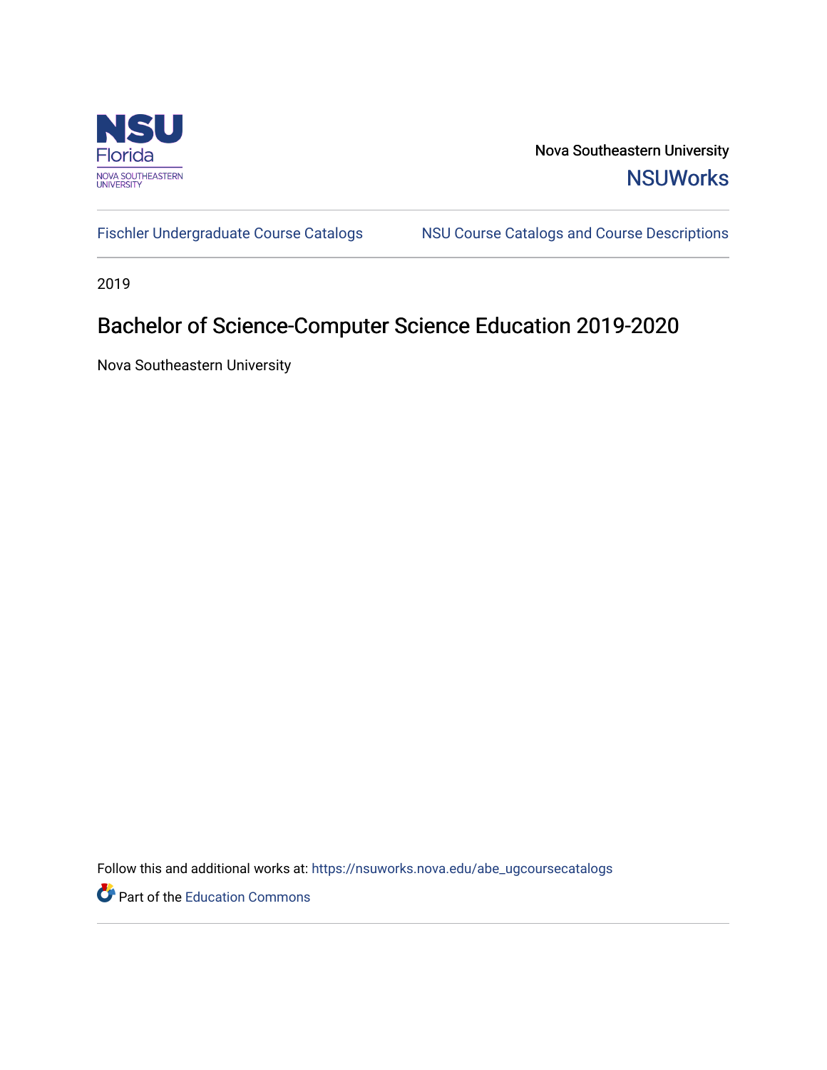Nova Southeastern University

NSUWorks

Fischler Undergraduate Course Catalogs

NSU Course Catalogs and Course Descriptions

2019

# Bachelor of Science-Computer Science Education 2019-2020

Nova Southeastern University

Follow this and additional works at: https://nsuworks.nova.edu/abe_ugcoursecatalogs

Part of the Education Commons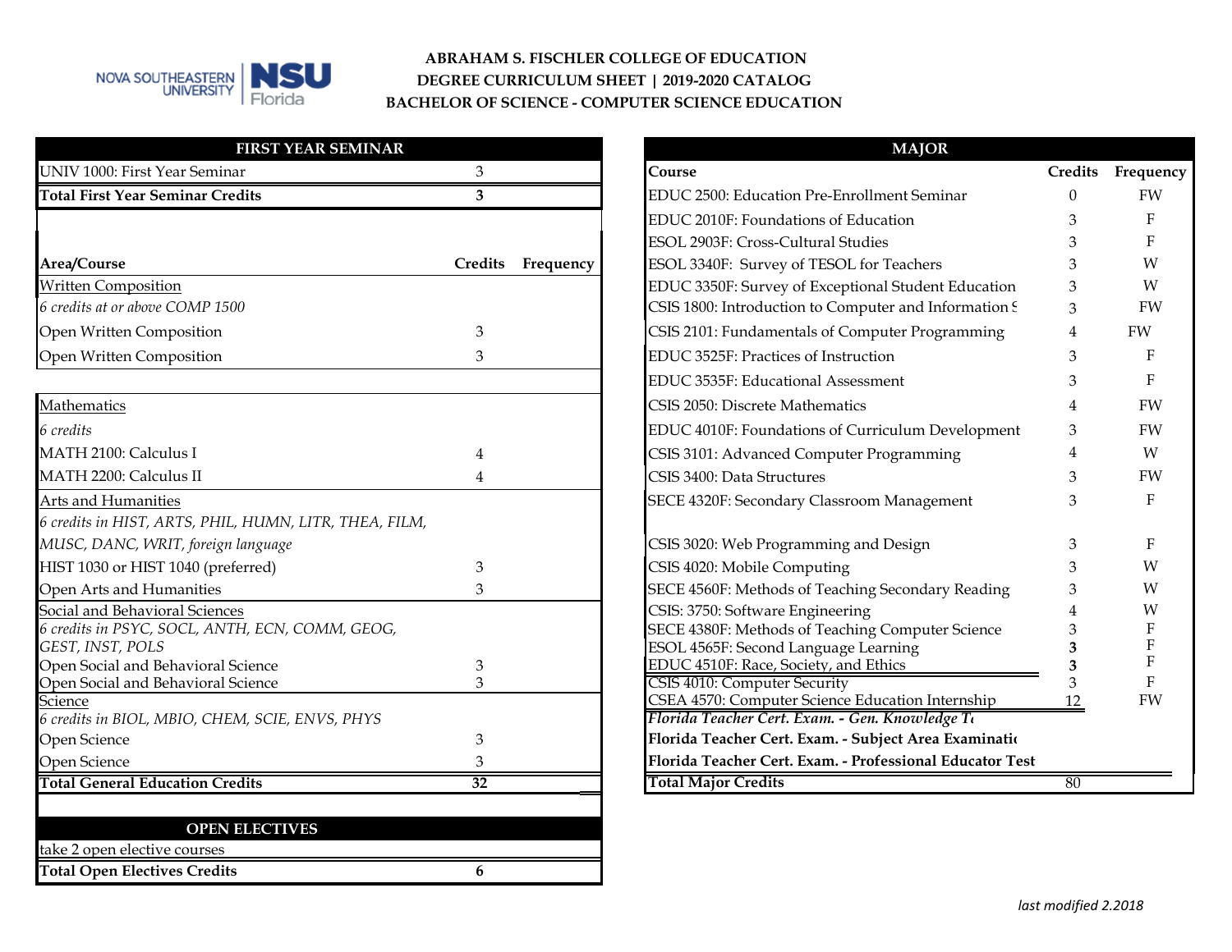# ABRAHAM S. FISCHLER COLLEGE OF EDUCATION
## DEGREE CURRICULUM SHEET | 2019-2020 CATALOG
## BACHELOR OF SCIENCE - COMPUTER SCIENCE EDUCATION

### FIRST YEAR SEMINAR

| | | |
|---|---|---|
| UNIV 1000: First Year Seminar | 3 | |
| **Total First Year Seminar Credits** | **3** | |

| **Area/Course** | **Credits** | **Frequency** |
|---|---|---|
| Written Composition | | |
| *6 credits at or above COMP 1500* | | |
| Open Written Composition | 3 | |
| Open Written Composition | 3 | |
| Mathematics | | |
| *6 credits* | | |
| MATH 2100: Calculus I | 4 | |
| MATH 2200: Calculus II | 4 | |
| Arts and Humanities | | |
| *6 credits in HIST, ARTS, PHIL, HUMN, LITR, THEA, FILM, MUSC, DANC, WRIT, foreign language* | | |
| HIST 1030 or HIST 1040 (preferred) | 3 | |
| Open Arts and Humanities | 3 | |
| Social and Behavioral Sciences | | |
| *6 credits in PSYC, SOCL, ANTH, ECN, COMM, GEOG, GEST, INST, POLS* | | |
| Open Social and Behavioral Science | 3 | |
| Open Social and Behavioral Science | 3 | |
| Science | | |
| *6 credits in BIOL, MBIO, CHEM, SCIE, ENVS, PHYS* | | |
| Open Science | 3 | |
| Open Science | 3 | |
| **Total General Education Credits** | **32** | |

### OPEN ELECTIVES

| | | |
|---|---|---|
| take 2 open elective courses | | |
| **Total Open Electives Credits** | **6** | |

### MAJOR

| **Course** | **Credits** | **Frequency** |
|---|---|---|
| EDUC 2500: Education Pre-Enrollment Seminar | 0 | FW |
| EDUC 2010F: Foundations of Education | 3 | F |
| ESOL 2903F: Cross-Cultural Studies | 3 | F |
| ESOL 3340F: Survey of TESOL for Teachers | 3 | W |
| EDUC 3350F: Survey of Exceptional Student Education | 3 | W |
| CSIS 1800: Introduction to Computer and Information S | 3 | FW |
| CSIS 2101: Fundamentals of Computer Programming | 4 | FW |
| EDUC 3525F: Practices of Instruction | 3 | F |
| EDUC 3535F: Educational Assessment | 3 | F |
| CSIS 2050: Discrete Mathematics | 4 | FW |
| EDUC 4010F: Foundations of Curriculum Development | 3 | FW |
| CSIS 3101: Advanced Computer Programming | 4 | W |
| CSIS 3400: Data Structures | 3 | FW |
| SECE 4320F: Secondary Classroom Management | 3 | F |
| CSIS 3020: Web Programming and Design | 3 | F |
| CSIS 4020: Mobile Computing | 3 | W |
| SECE 4560F: Methods of Teaching Secondary Reading | 3 | W |
| CSIS: 3750: Software Engineering | 4 | W |
| SECE 4380F: Methods of Teaching Computer Science | 3 | F |
| ESOL 4565F: Second Language Learning | **3** | F |
| EDUC 4510F: Race, Society, and Ethics | **3** | F |
| CSIS 4010: Computer Security | 3 | F |
| CSEA 4570: Computer Science Education Internship | 12 | FW |
| ***Florida Teacher Cert. Exam. - Gen. Knowledge T*** | | |
| **Florida Teacher Cert. Exam. - Subject Area Examinatio** | | |
| **Florida Teacher Cert. Exam. - Professional Educator Test** | | |
| **Total Major Credits** | 80 | |

*last modified 2.2018*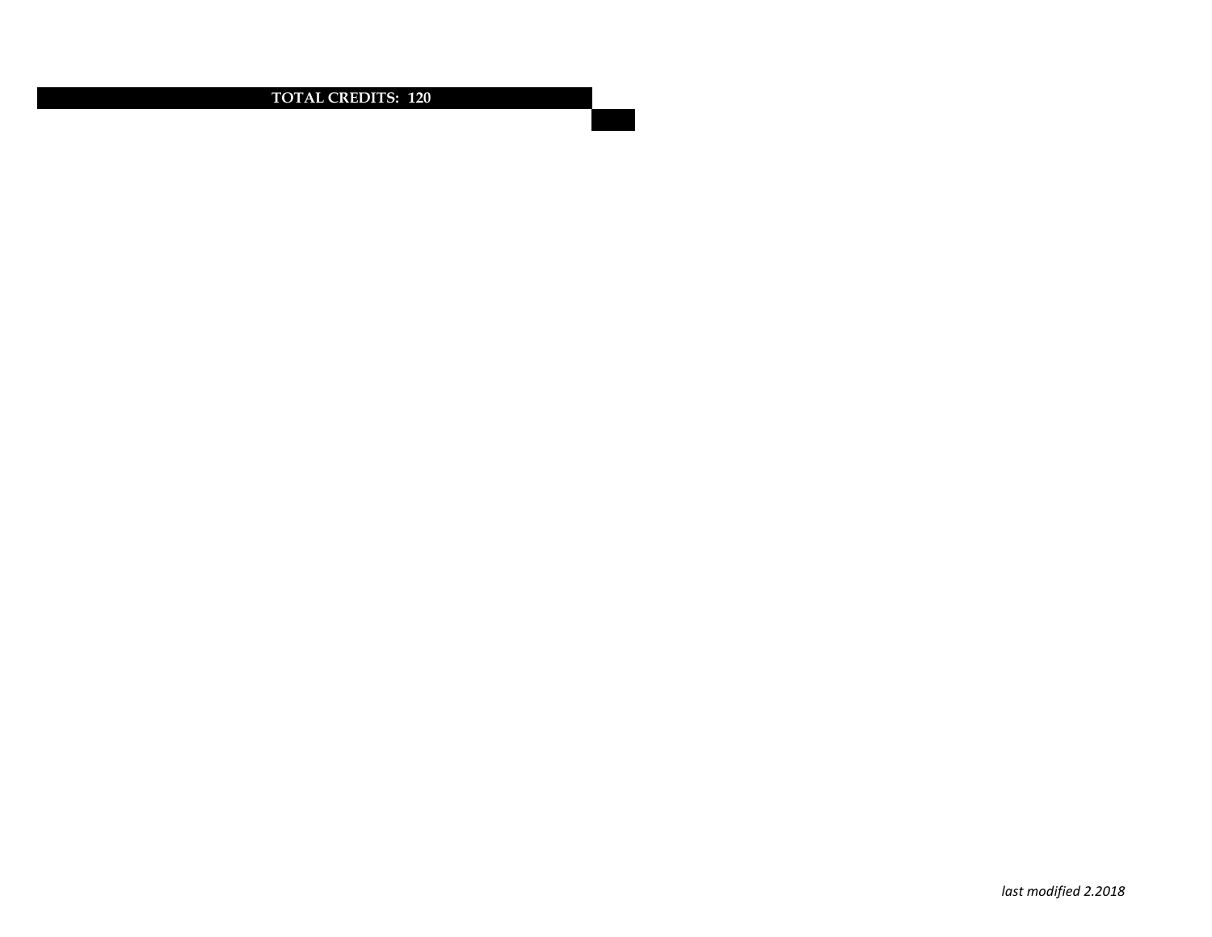| TOTAL CREDITS: 120 | |
|---|---|
| | |

*last modified 2.2018*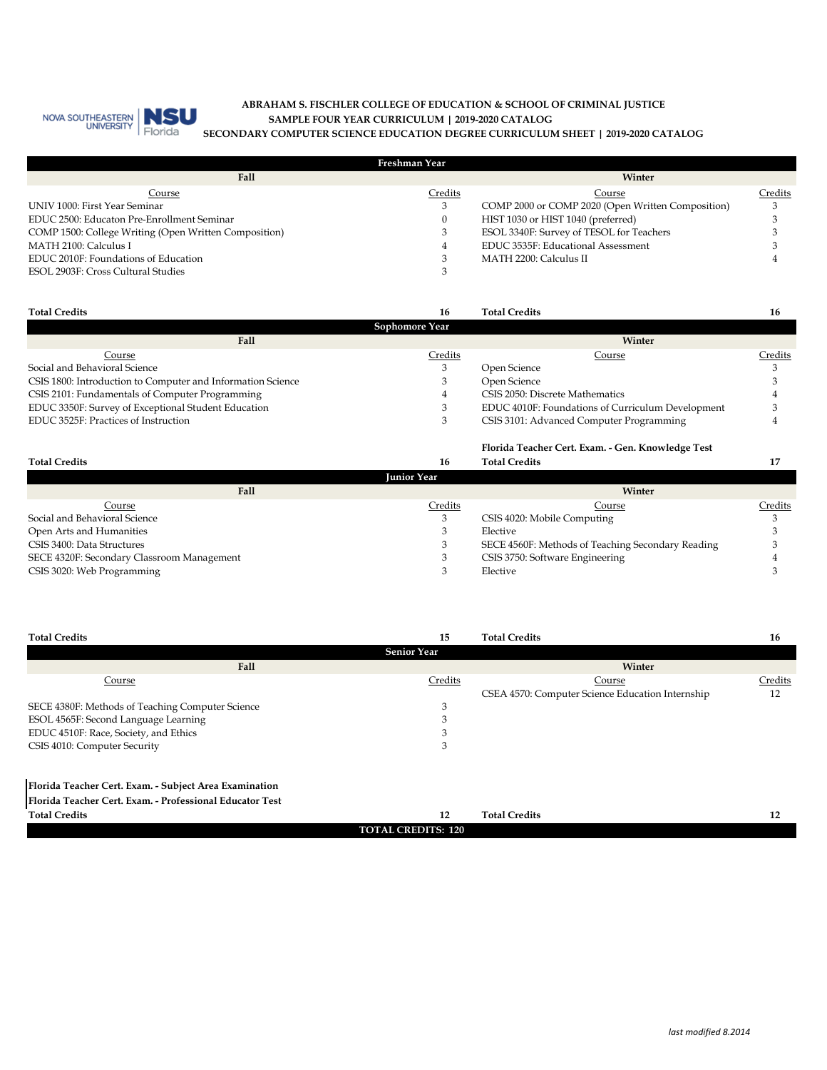NOVA SOUTHEASTERN UNIVERSITY | NSU Florida

**ABRAHAM S. FISCHLER COLLEGE OF EDUCATION & SCHOOL OF CRIMINAL JUSTICE**
**SAMPLE FOUR YEAR CURRICULUM | 2019-2020 CATALOG**
**SECONDARY COMPUTER SCIENCE EDUCATION DEGREE CURRICULUM SHEET | 2019-2020 CATALOG**

## Freshman Year

| Fall Course | Credits | Winter Course | Credits |
|---|---|---|---|
| UNIV 1000: First Year Seminar | 3 | COMP 2000 or COMP 2020 (Open Written Composition) | 3 |
| EDUC 2500: Educaton Pre-Enrollment Seminar | 0 | HIST 1030 or HIST 1040 (preferred) | 3 |
| COMP 1500: College Writing (Open Written Composition) | 3 | ESOL 3340F: Survey of TESOL for Teachers | 3 |
| MATH 2100: Calculus I | 4 | EDUC 3535F: Educational Assessment | 3 |
| EDUC 2010F: Foundations of Education | 3 | MATH 2200: Calculus II | 4 |
| ESOL 2903F: Cross Cultural Studies | 3 | | |
| **Total Credits** | **16** | **Total Credits** | **16** |

## Sophomore Year

| Fall Course | Credits | Winter Course | Credits |
|---|---|---|---|
| Social and Behavioral Science | 3 | Open Science | 3 |
| CSIS 1800: Introduction to Computer and Information Science | 3 | Open Science | 3 |
| CSIS 2101: Fundamentals of Computer Programming | 4 | CSIS 2050: Discrete Mathematics | 4 |
| EDUC 3350F: Survey of Exceptional Student Education | 3 | EDUC 4010F: Foundations of Curriculum Development | 3 |
| EDUC 3525F: Practices of Instruction | 3 | CSIS 3101: Advanced Computer Programming | 4 |
| | | **Florida Teacher Cert. Exam. - Gen. Knowledge Test** | |
| **Total Credits** | **16** | **Total Credits** | **17** |

## Junior Year

| Fall Course | Credits | Winter Course | Credits |
|---|---|---|---|
| Social and Behavioral Science | 3 | CSIS 4020: Mobile Computing | 3 |
| Open Arts and Humanities | 3 | Elective | 3 |
| CSIS 3400: Data Structures | 3 | SECE 4560F: Methods of Teaching Secondary Reading | 3 |
| SECE 4320F: Secondary Classroom Management | 3 | CSIS 3750: Software Engineering | 4 |
| CSIS 3020: Web Programming | 3 | Elective | 3 |
| **Total Credits** | **15** | **Total Credits** | **16** |

## Senior Year

| Fall Course | Credits | Winter Course | Credits |
|---|---|---|---|
| | | CSEA 4570: Computer Science Education Internship | 12 |
| SECE 4380F: Methods of Teaching Computer Science | 3 | | |
| ESOL 4565F: Second Language Learning | 3 | | |
| EDUC 4510F: Race, Society, and Ethics | 3 | | |
| CSIS 4010: Computer Security | 3 | | |
| **Florida Teacher Cert. Exam. - Subject Area Examination** | | | |
| **Florida Teacher Cert. Exam. - Professional Educator Test** | | | |
| **Total Credits** | **12** | **Total Credits** | **12** |

**TOTAL CREDITS: 120**

*last modified 8.2014*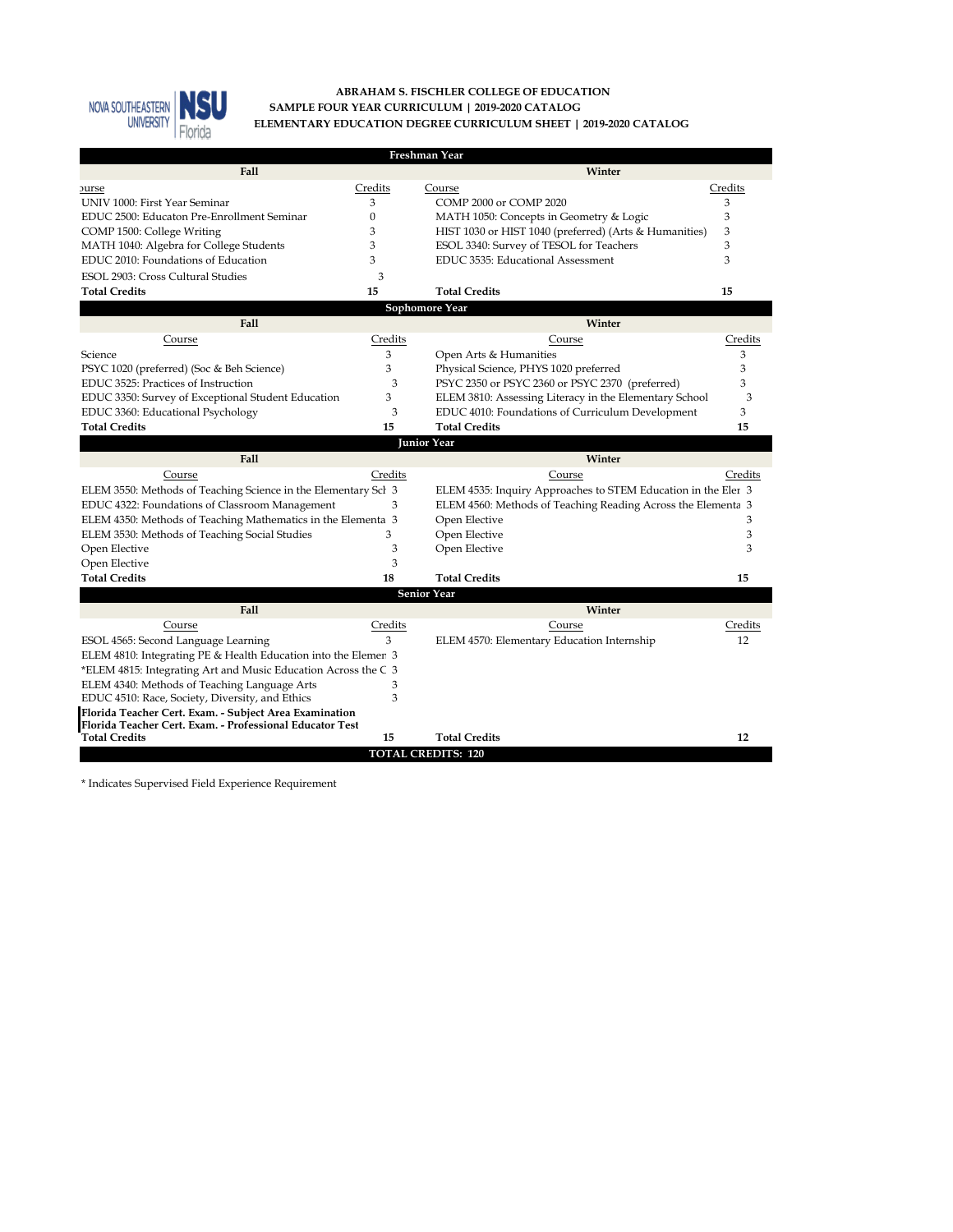**ABRAHAM S. FISCHLER COLLEGE OF EDUCATION**
**SAMPLE FOUR YEAR CURRICULUM | 2019-2020 CATALOG**
**ELEMENTARY EDUCATION DEGREE CURRICULUM SHEET | 2019-2020 CATALOG**

| **Freshman Year** | | | |
|---|---|---|---|
| **Fall** | | **Winter** | |
| ourse | Credits | Course | Credits |
| UNIV 1000: First Year Seminar | 3 | COMP 2000 or COMP 2020 | 3 |
| EDUC 2500: Educaton Pre-Enrollment Seminar | 0 | MATH 1050: Concepts in Geometry & Logic | 3 |
| COMP 1500: College Writing | 3 | HIST 1030 or HIST 1040 (preferred) (Arts & Humanities) | 3 |
| MATH 1040: Algebra for College Students | 3 | ESOL 3340: Survey of TESOL for Teachers | 3 |
| EDUC 2010: Foundations of Education | 3 | EDUC 3535: Educational Assessment | 3 |
| ESOL 2903: Cross Cultural Studies | 3 | | |
| **Total Credits** | **15** | **Total Credits** | **15** |
| **Sophomore Year** | | | |
| **Fall** | | **Winter** | |
| Course | Credits | Course | Credits |
| Science | 3 | Open Arts & Humanities | 3 |
| PSYC 1020 (preferred) (Soc & Beh Science) | 3 | Physical Science, PHYS 1020 preferred | 3 |
| EDUC 3525: Practices of Instruction | 3 | PSYC 2350 or PSYC 2360 or PSYC 2370 (preferred) | 3 |
| EDUC 3350: Survey of Exceptional Student Education | 3 | ELEM 3810: Assessing Literacy in the Elementary School | 3 |
| EDUC 3360: Educational Psychology | 3 | EDUC 4010: Foundations of Curriculum Development | 3 |
| **Total Credits** | **15** | **Total Credits** | **15** |
| **Junior Year** | | | |
| **Fall** | | **Winter** | |
| Course | Credits | Course | Credits |
| ELEM 3550: Methods of Teaching Science in the Elementary Sch | 3 | ELEM 4535: Inquiry Approaches to STEM Education in the Eler | 3 |
| EDUC 4322: Foundations of Classroom Management | 3 | ELEM 4560: Methods of Teaching Reading Across the Elementa | 3 |
| ELEM 4350: Methods of Teaching Mathematics in the Elementa | 3 | Open Elective | 3 |
| ELEM 3530: Methods of Teaching Social Studies | 3 | Open Elective | 3 |
| Open Elective | 3 | Open Elective | 3 |
| Open Elective | 3 | | |
| **Total Credits** | **18** | **Total Credits** | **15** |
| **Senior Year** | | | |
| **Fall** | | **Winter** | |
| Course | Credits | Course | Credits |
| ESOL 4565: Second Language Learning | 3 | ELEM 4570: Elementary Education Internship | 12 |
| ELEM 4810: Integrating PE & Health Education into the Elemen | 3 | | |
| *ELEM 4815: Integrating Art and Music Education Across the C | 3 | | |
| ELEM 4340: Methods of Teaching Language Arts | 3 | | |
| EDUC 4510: Race, Society, Diversity, and Ethics | 3 | | |
| **Florida Teacher Cert. Exam. - Subject Area Examination** | | | |
| **Florida Teacher Cert. Exam. - Professional Educator Test** | | | |
| **Total Credits** | **15** | **Total Credits** | **12** |
| **TOTAL CREDITS: 120** | | | |

\* Indicates Supervised Field Experience Requirement